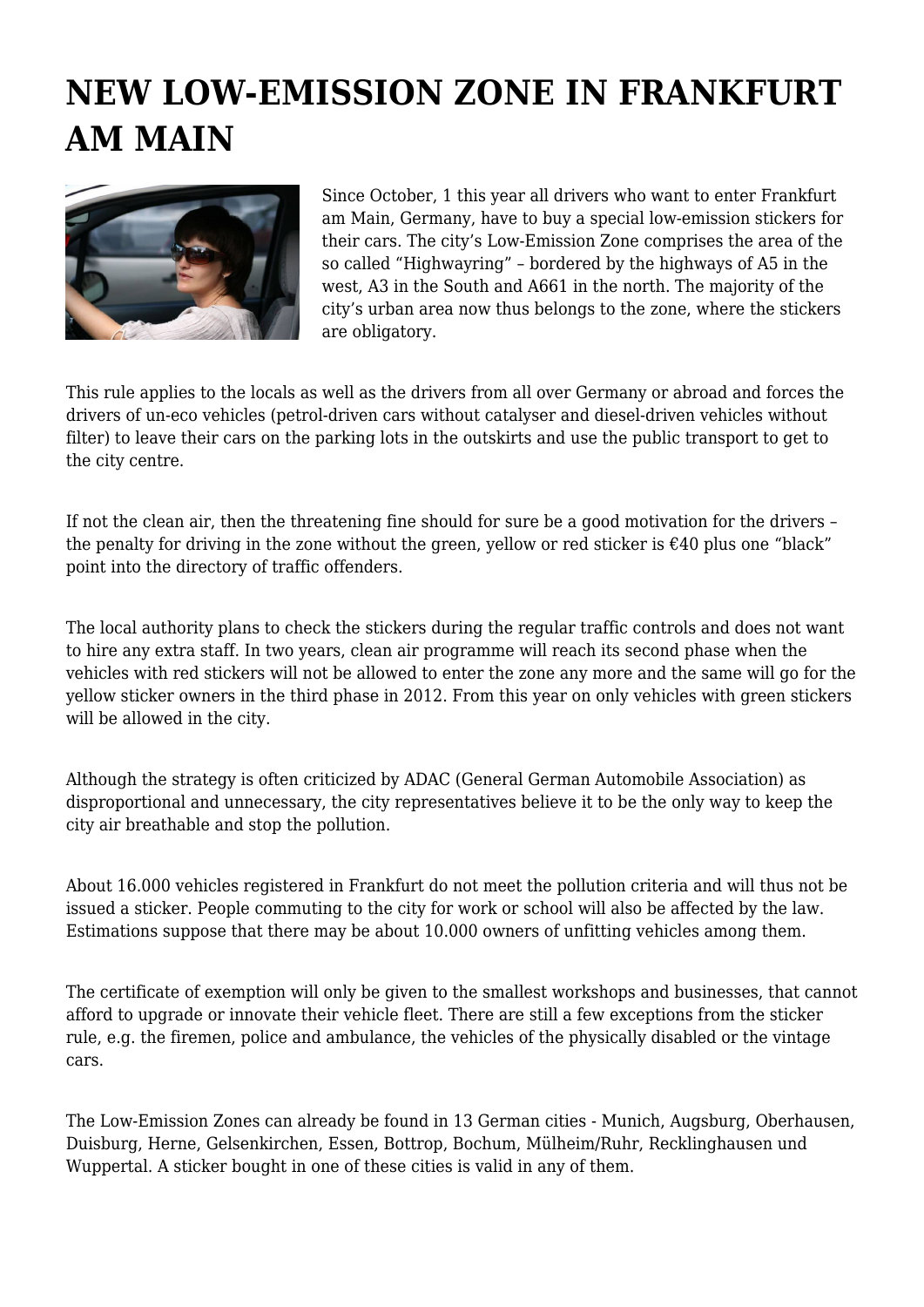# NEW LOW-EMISSION ZONE IN FRANKFURT AM MAIN

Since October, 1 this year all drivers who want to enter Frankfurt am Main, Germany, have to buy a special low-emission stickers for their cars. The city's Low-Emission Zone comprises the area of the so called "Highwayring" – bordered by the highways of A5 in the west, A3 in the South and A661 in the north. The majority of the city's urban area now thus belongs to the zone, where the stickers are obligatory.

This rule applies to the locals as well as the drivers from all over Germany or abroad and forces the drivers of un-eco vehicles (petrol-driven cars without catalyser and diesel-driven vehicles without filter) to leave their cars on the parking lots in the outskirts and use the public transport to get to the city centre.

If not the clean air, then the threatening fine should for sure be a good motivation for the drivers – the penalty for driving in the zone without the green, yellow or red sticker is €40 plus one "black" point into the directory of traffic offenders.

The local authority plans to check the stickers during the regular traffic controls and does not want to hire any extra staff. In two years, clean air programme will reach its second phase when the vehicles with red stickers will not be allowed to enter the zone any more and the same will go for the yellow sticker owners in the third phase in 2012. From this year on only vehicles with green stickers will be allowed in the city.

Although the strategy is often criticized by ADAC (General German Automobile Association) as disproportional and unnecessary, the city representatives believe it to be the only way to keep the city air breathable and stop the pollution.

About 16.000 vehicles registered in Frankfurt do not meet the pollution criteria and will thus not be issued a sticker. People commuting to the city for work or school will also be affected by the law. Estimations suppose that there may be about 10.000 owners of unfitting vehicles among them.

The certificate of exemption will only be given to the smallest workshops and businesses, that cannot afford to upgrade or innovate their vehicle fleet. There are still a few exceptions from the sticker rule, e.g. the firemen, police and ambulance, the vehicles of the physically disabled or the vintage cars.

The Low-Emission Zones can already be found in 13 German cities - Munich, Augsburg, Oberhausen, Duisburg, Herne, Gelsenkirchen, Essen, Bottrop, Bochum, Mülheim/Ruhr, Recklinghausen und Wuppertal. A sticker bought in one of these cities is valid in any of them.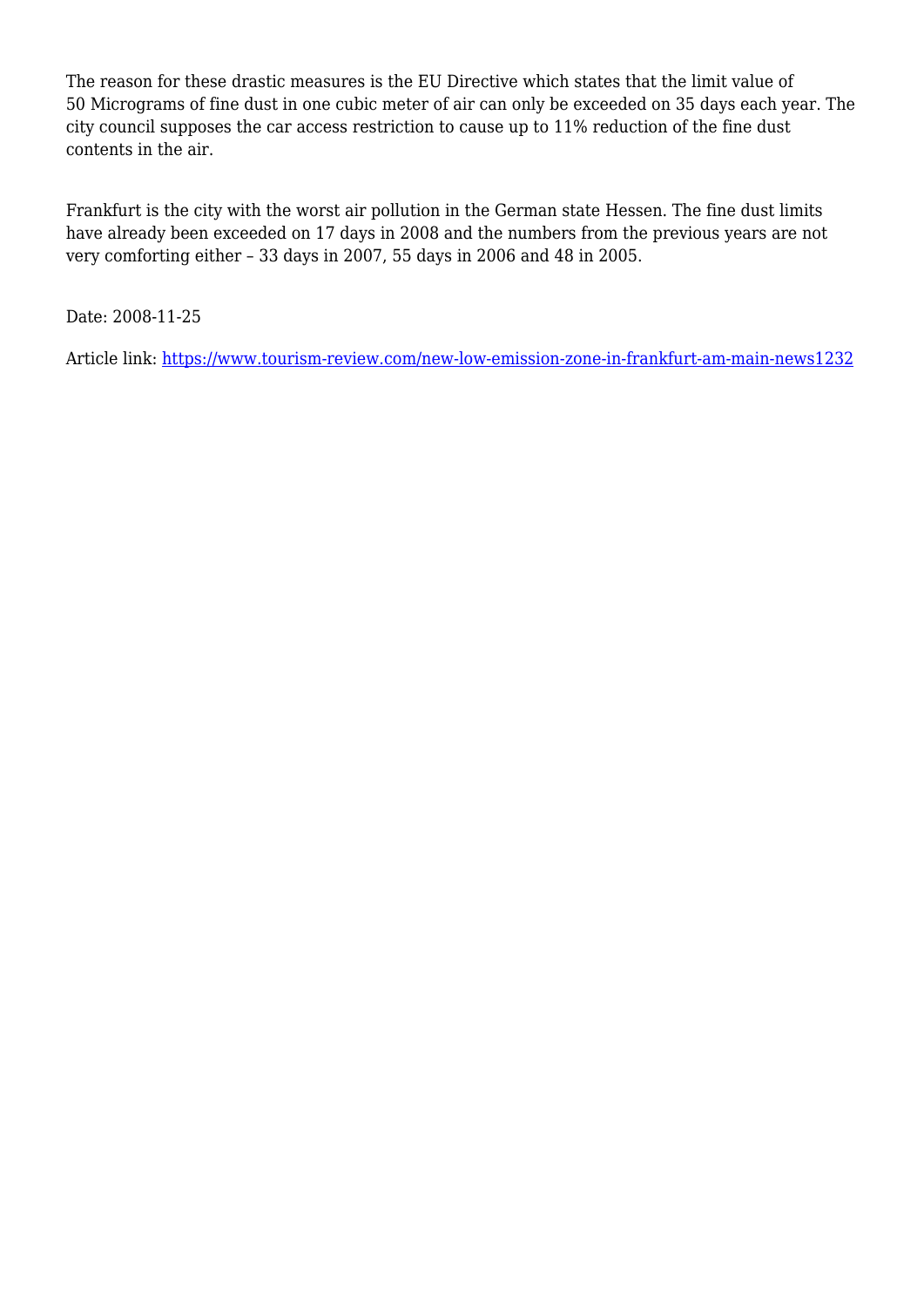The reason for these drastic measures is the EU Directive which states that the limit value of 50 Micrograms of fine dust in one cubic meter of air can only be exceeded on 35 days each year. The city council supposes the car access restriction to cause up to 11% reduction of the fine dust contents in the air.

Frankfurt is the city with the worst air pollution in the German state Hessen. The fine dust limits have already been exceeded on 17 days in 2008 and the numbers from the previous years are not very comforting either – 33 days in 2007, 55 days in 2006 and 48 in 2005.

Date: 2008-11-25

Article link: https://www.tourism-review.com/new-low-emission-zone-in-frankfurt-am-main-news1232